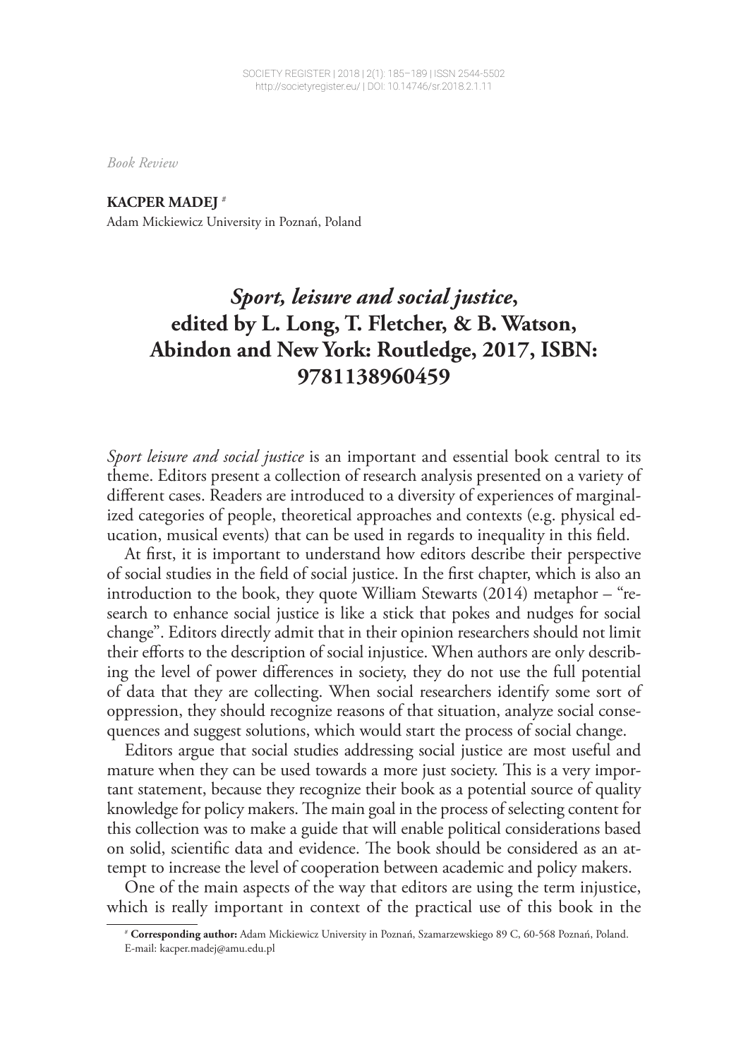*Book Review*

**KACPER MADEJ** [#]
Adam Mickiewicz University in Poznań, Poland

# *Sport, leisure and social justice*, edited by L. Long, T. Fletcher, & B. Watson, Abindon and New York: Routledge, 2017, ISBN: 9781138960459

*Sport leisure and social justice* is an important and essential book central to its theme. Editors present a collection of research analysis presented on a variety of different cases. Readers are introduced to a diversity of experiences of marginalized categories of people, theoretical approaches and contexts (e.g. physical education, musical events) that can be used in regards to inequality in this field.

At first, it is important to understand how editors describe their perspective of social studies in the field of social justice. In the first chapter, which is also an introduction to the book, they quote William Stewarts (2014) metaphor – "research to enhance social justice is like a stick that pokes and nudges for social change". Editors directly admit that in their opinion researchers should not limit their efforts to the description of social injustice. When authors are only describing the level of power differences in society, they do not use the full potential of data that they are collecting. When social researchers identify some sort of oppression, they should recognize reasons of that situation, analyze social consequences and suggest solutions, which would start the process of social change.

Editors argue that social studies addressing social justice are most useful and mature when they can be used towards a more just society. This is a very important statement, because they recognize their book as a potential source of quality knowledge for policy makers. The main goal in the process of selecting content for this collection was to make a guide that will enable political considerations based on solid, scientific data and evidence. The book should be considered as an attempt to increase the level of cooperation between academic and policy makers.

One of the main aspects of the way that editors are using the term injustice, which is really important in context of the practical use of this book in the

[#] **Corresponding author:** Adam Mickiewicz University in Poznań, Szamarzewskiego 89 C, 60-568 Poznań, Poland. E-mail: kacper.madej@amu.edu.pl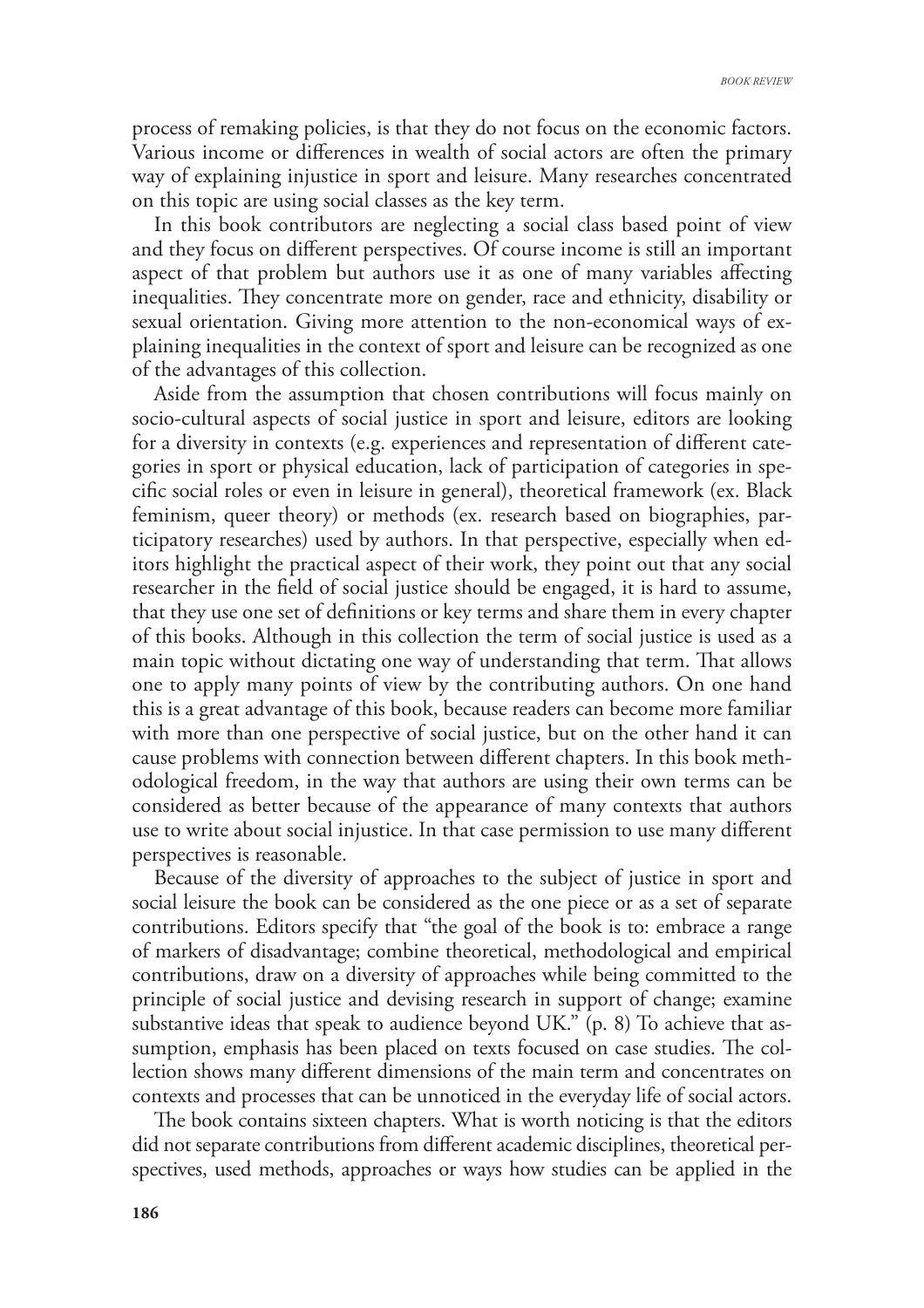process of remaking policies, is that they do not focus on the economic factors. Various income or differences in wealth of social actors are often the primary way of explaining injustice in sport and leisure. Many researches concentrated on this topic are using social classes as the key term.

In this book contributors are neglecting a social class based point of view and they focus on different perspectives. Of course income is still an important aspect of that problem but authors use it as one of many variables affecting inequalities. They concentrate more on gender, race and ethnicity, disability or sexual orientation. Giving more attention to the non-economical ways of explaining inequalities in the context of sport and leisure can be recognized as one of the advantages of this collection.

Aside from the assumption that chosen contributions will focus mainly on socio-cultural aspects of social justice in sport and leisure, editors are looking for a diversity in contexts (e.g. experiences and representation of different categories in sport or physical education, lack of participation of categories in specific social roles or even in leisure in general), theoretical framework (ex. Black feminism, queer theory) or methods (ex. research based on biographies, participatory researches) used by authors. In that perspective, especially when editors highlight the practical aspect of their work, they point out that any social researcher in the field of social justice should be engaged, it is hard to assume, that they use one set of definitions or key terms and share them in every chapter of this books. Although in this collection the term of social justice is used as a main topic without dictating one way of understanding that term. That allows one to apply many points of view by the contributing authors. On one hand this is a great advantage of this book, because readers can become more familiar with more than one perspective of social justice, but on the other hand it can cause problems with connection between different chapters. In this book methodological freedom, in the way that authors are using their own terms can be considered as better because of the appearance of many contexts that authors use to write about social injustice. In that case permission to use many different perspectives is reasonable.

Because of the diversity of approaches to the subject of justice in sport and social leisure the book can be considered as the one piece or as a set of separate contributions. Editors specify that "the goal of the book is to: embrace a range of markers of disadvantage; combine theoretical, methodological and empirical contributions, draw on a diversity of approaches while being committed to the principle of social justice and devising research in support of change; examine substantive ideas that speak to audience beyond UK." (p. 8) To achieve that assumption, emphasis has been placed on texts focused on case studies. The collection shows many different dimensions of the main term and concentrates on contexts and processes that can be unnoticed in the everyday life of social actors.

The book contains sixteen chapters. What is worth noticing is that the editors did not separate contributions from different academic disciplines, theoretical perspectives, used methods, approaches or ways how studies can be applied in the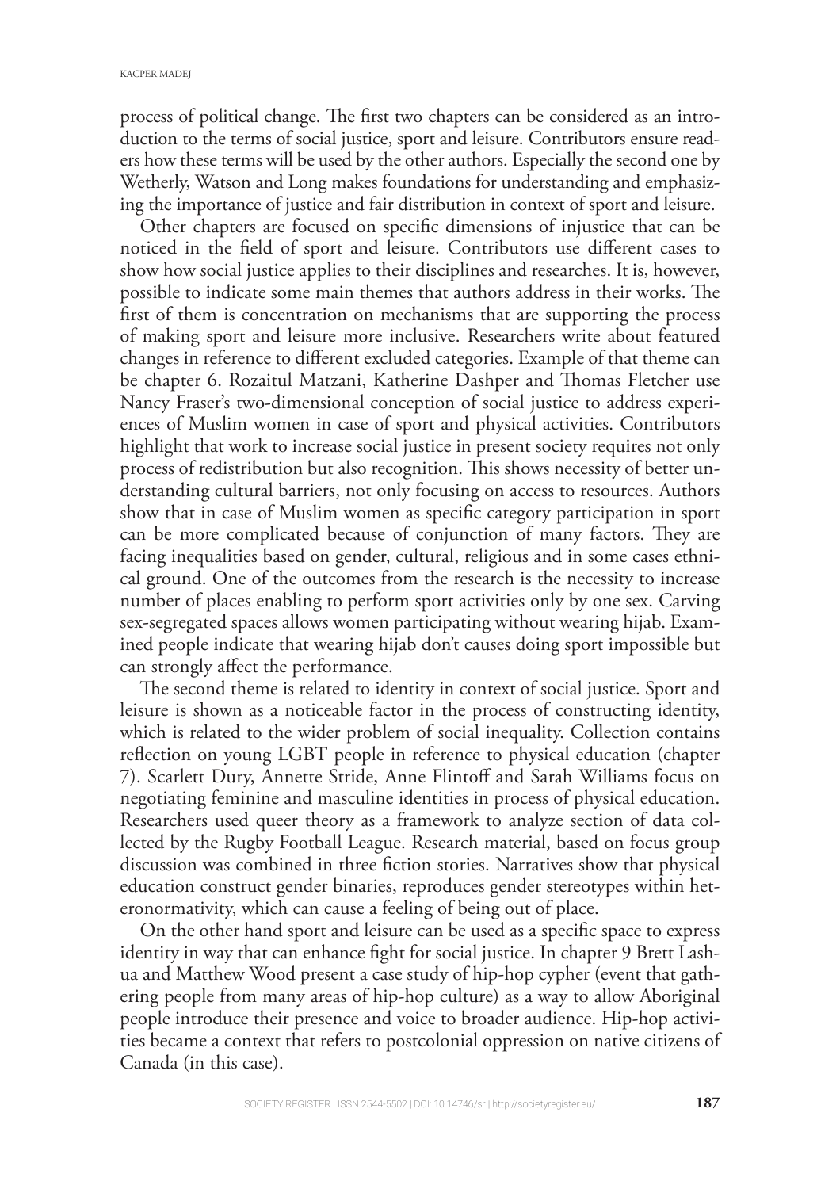process of political change. The first two chapters can be considered as an introduction to the terms of social justice, sport and leisure. Contributors ensure readers how these terms will be used by the other authors. Especially the second one by Wetherly, Watson and Long makes foundations for understanding and emphasizing the importance of justice and fair distribution in context of sport and leisure.

Other chapters are focused on specific dimensions of injustice that can be noticed in the field of sport and leisure. Contributors use different cases to show how social justice applies to their disciplines and researches. It is, however, possible to indicate some main themes that authors address in their works. The first of them is concentration on mechanisms that are supporting the process of making sport and leisure more inclusive. Researchers write about featured changes in reference to different excluded categories. Example of that theme can be chapter 6. Rozaitul Matzani, Katherine Dashper and Thomas Fletcher use Nancy Fraser's two-dimensional conception of social justice to address experiences of Muslim women in case of sport and physical activities. Contributors highlight that work to increase social justice in present society requires not only process of redistribution but also recognition. This shows necessity of better understanding cultural barriers, not only focusing on access to resources. Authors show that in case of Muslim women as specific category participation in sport can be more complicated because of conjunction of many factors. They are facing inequalities based on gender, cultural, religious and in some cases ethnical ground. One of the outcomes from the research is the necessity to increase number of places enabling to perform sport activities only by one sex. Carving sex-segregated spaces allows women participating without wearing hijab. Examined people indicate that wearing hijab don't causes doing sport impossible but can strongly affect the performance.

The second theme is related to identity in context of social justice. Sport and leisure is shown as a noticeable factor in the process of constructing identity, which is related to the wider problem of social inequality. Collection contains reflection on young LGBT people in reference to physical education (chapter 7). Scarlett Dury, Annette Stride, Anne Flintoff and Sarah Williams focus on negotiating feminine and masculine identities in process of physical education. Researchers used queer theory as a framework to analyze section of data collected by the Rugby Football League. Research material, based on focus group discussion was combined in three fiction stories. Narratives show that physical education construct gender binaries, reproduces gender stereotypes within heteronormativity, which can cause a feeling of being out of place.

On the other hand sport and leisure can be used as a specific space to express identity in way that can enhance fight for social justice. In chapter 9 Brett Lashua and Matthew Wood present a case study of hip-hop cypher (event that gathering people from many areas of hip-hop culture) as a way to allow Aboriginal people introduce their presence and voice to broader audience. Hip-hop activities became a context that refers to postcolonial oppression on native citizens of Canada (in this case).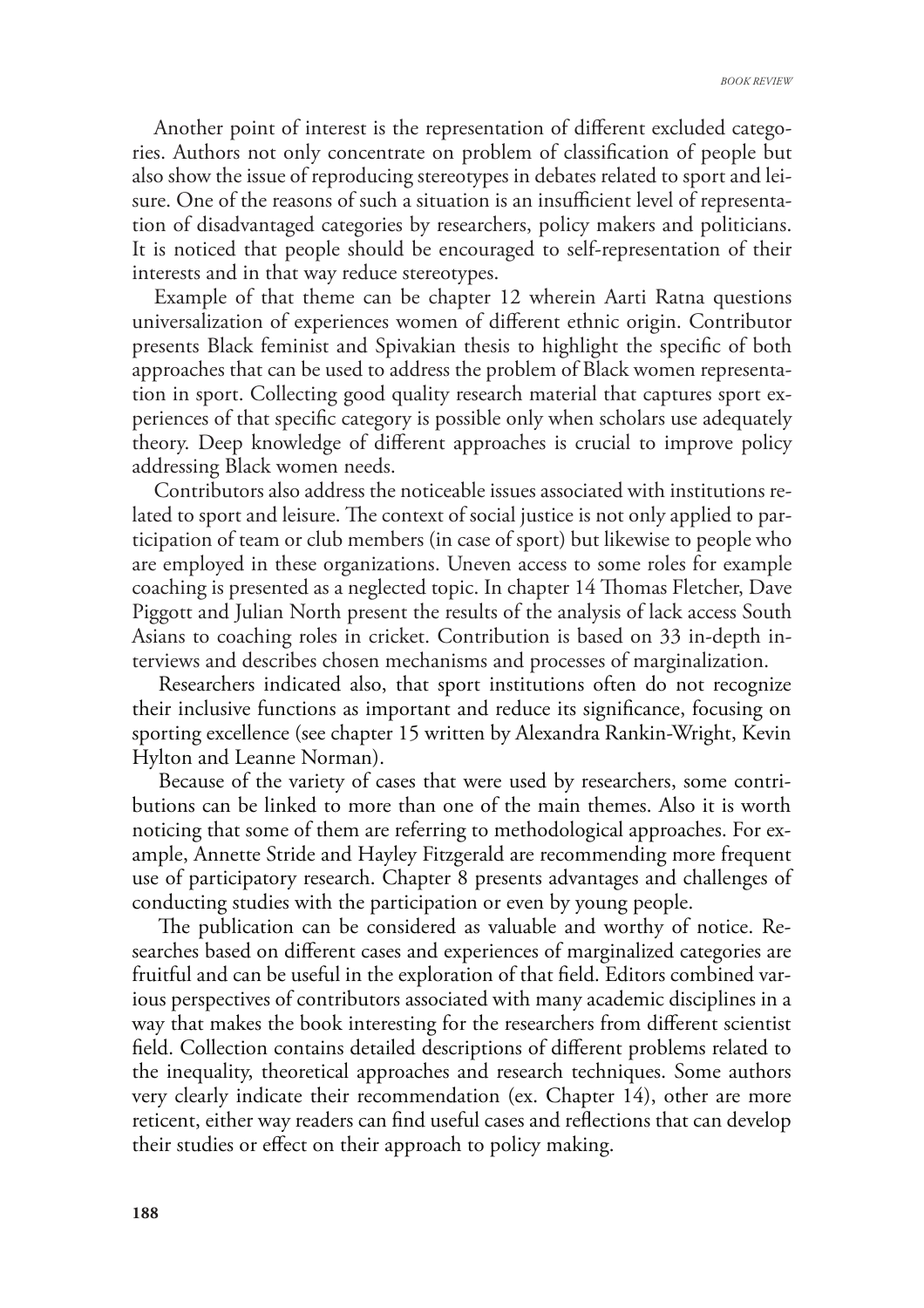Another point of interest is the representation of different excluded categories. Authors not only concentrate on problem of classification of people but also show the issue of reproducing stereotypes in debates related to sport and leisure. One of the reasons of such a situation is an insufficient level of representation of disadvantaged categories by researchers, policy makers and politicians. It is noticed that people should be encouraged to self-representation of their interests and in that way reduce stereotypes.

Example of that theme can be chapter 12 wherein Aarti Ratna questions universalization of experiences women of different ethnic origin. Contributor presents Black feminist and Spivakian thesis to highlight the specific of both approaches that can be used to address the problem of Black women representation in sport. Collecting good quality research material that captures sport experiences of that specific category is possible only when scholars use adequately theory. Deep knowledge of different approaches is crucial to improve policy addressing Black women needs.

Contributors also address the noticeable issues associated with institutions related to sport and leisure. The context of social justice is not only applied to participation of team or club members (in case of sport) but likewise to people who are employed in these organizations. Uneven access to some roles for example coaching is presented as a neglected topic. In chapter 14 Thomas Fletcher, Dave Piggott and Julian North present the results of the analysis of lack access South Asians to coaching roles in cricket. Contribution is based on 33 in-depth interviews and describes chosen mechanisms and processes of marginalization.

Researchers indicated also, that sport institutions often do not recognize their inclusive functions as important and reduce its significance, focusing on sporting excellence (see chapter 15 written by Alexandra Rankin-Wright, Kevin Hylton and Leanne Norman).

Because of the variety of cases that were used by researchers, some contributions can be linked to more than one of the main themes. Also it is worth noticing that some of them are referring to methodological approaches. For example, Annette Stride and Hayley Fitzgerald are recommending more frequent use of participatory research. Chapter 8 presents advantages and challenges of conducting studies with the participation or even by young people.

The publication can be considered as valuable and worthy of notice. Researches based on different cases and experiences of marginalized categories are fruitful and can be useful in the exploration of that field. Editors combined various perspectives of contributors associated with many academic disciplines in a way that makes the book interesting for the researchers from different scientist field. Collection contains detailed descriptions of different problems related to the inequality, theoretical approaches and research techniques. Some authors very clearly indicate their recommendation (ex. Chapter 14), other are more reticent, either way readers can find useful cases and reflections that can develop their studies or effect on their approach to policy making.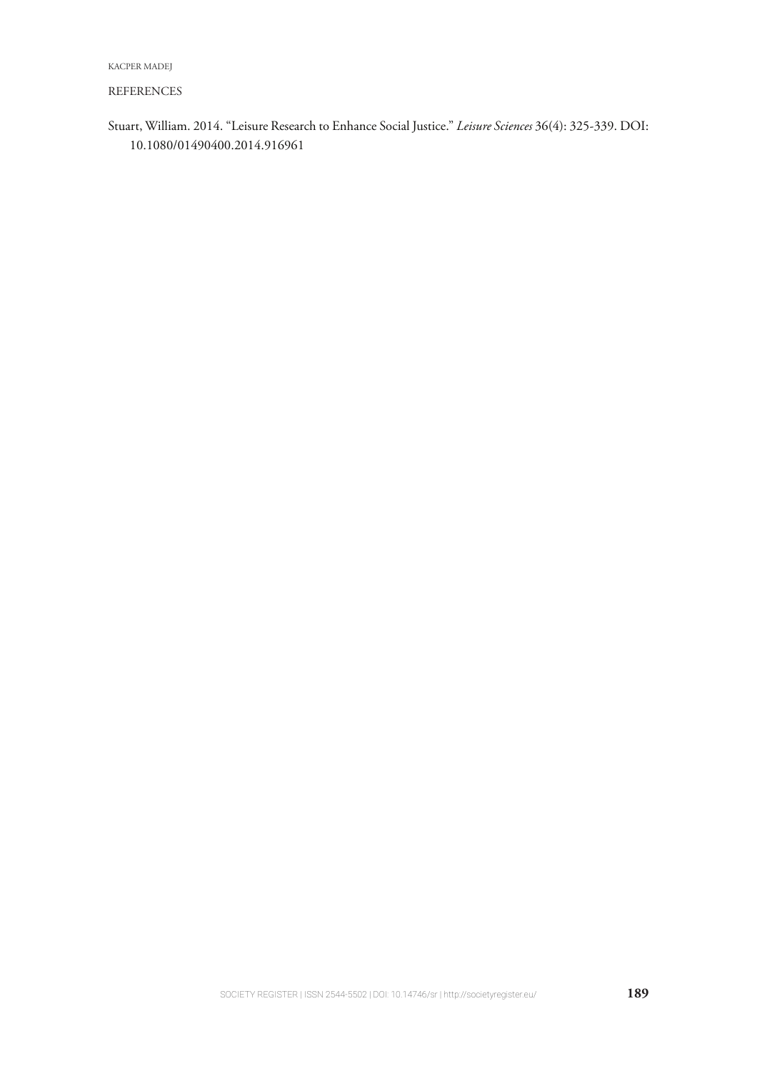REFERENCES

Stuart, William. 2014. "Leisure Research to Enhance Social Justice." *Leisure Sciences* 36(4): 325-339. DOI: 10.1080/01490400.2014.916961